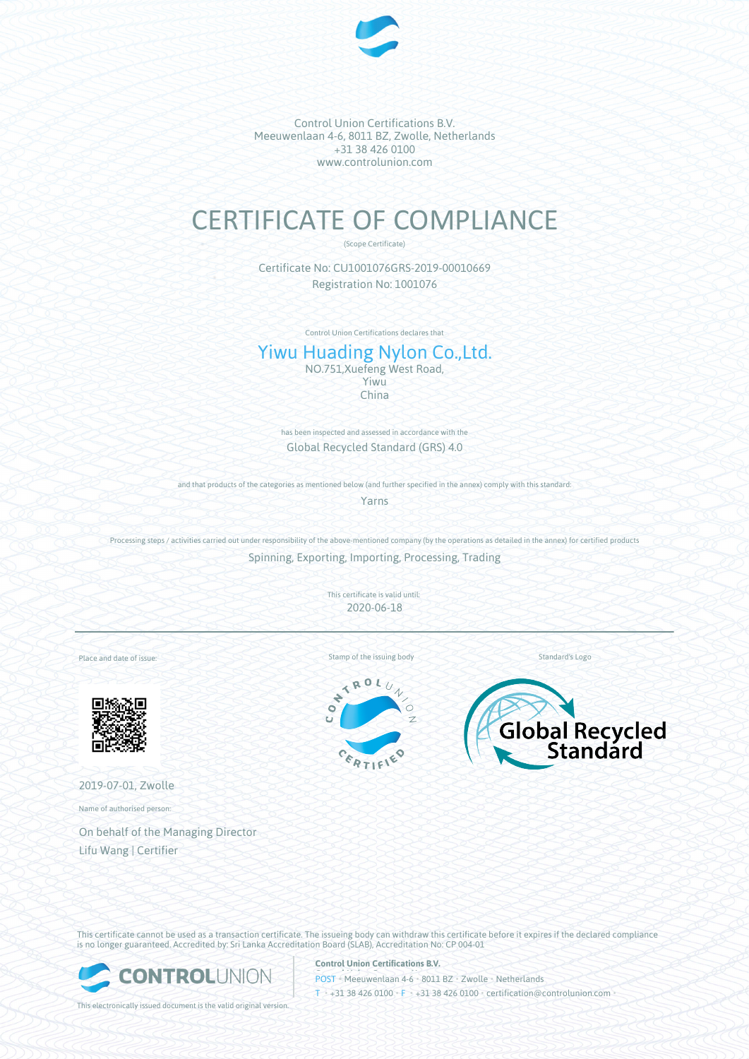Control Union Certifications B.V.
Meeuwenlaan 4-6, 8011 BZ, Zwolle, Netherlands
+31 38 426 0100
www.controlunion.com

# CERTIFICATE OF COMPLIANCE

(Scope Certificate)

Certificate No: CU1001076GRS-2019-00010669
Registration No: 1001076

Control Union Certifications declares that

## Yiwu Huading Nylon Co.,Ltd.

NO.751,Xuefeng West Road,
Yiwu
China

has been inspected and assessed in accordance with the

Global Recycled Standard (GRS) 4.0

and that products of the categories as mentioned below (and further specified in the annex) comply with this standard:

Yarns

Processing steps / activities carried out under responsibility of the above-mentioned company (by the operations as detailed in the annex) for certified products

Spinning, Exporting, Importing, Processing, Trading

This certificate is valid until:

2020-06-18

---

Place and date of issue:

2019-07-01, Zwolle

Name of authorised person:

On behalf of the Managing Director
Lifu Wang | Certifier

Stamp of the issuing body

Standard's Logo

This certificate cannot be used as a transaction certificate. The issueing body can withdraw this certificate before it expires if the declared compliance is no longer guaranteed. Accredited by: Sri Lanka Accreditation Board (SLAB), Accreditation No: CP 004-01

**Control Union Certifications B.V.**
POST • Meeuwenlaan 4-6 • 8011 BZ • Zwolle • Netherlands
T • +31 38 426 0100 • F • +31 38 426 0100 • certification@controlunion.com

This electronically issued document is the valid original version.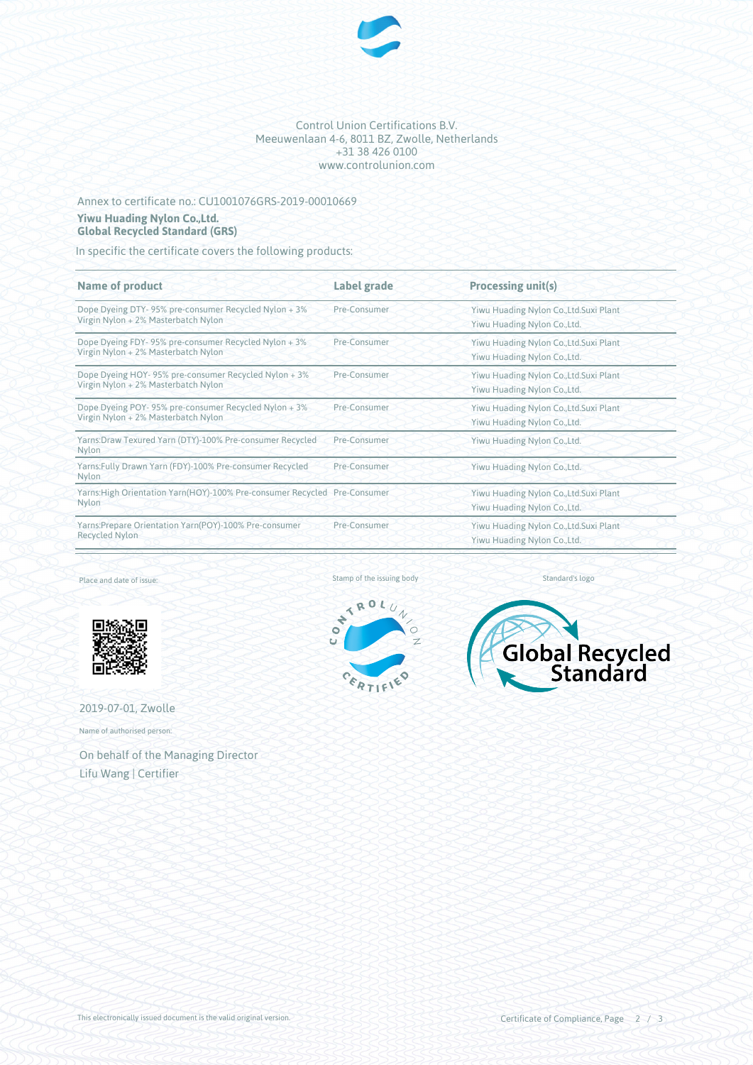Control Union Certifications B.V.
Meeuwenlaan 4-6, 8011 BZ, Zwolle, Netherlands
+31 38 426 0100
www.controlunion.com

Annex to certificate no.: CU1001076GRS-2019-00010669

**Yiwu Huading Nylon Co.,Ltd.**
**Global Recycled Standard (GRS)**

In specific the certificate covers the following products:

| Name of product | Label grade | Processing unit(s) |
|---|---|---|
| Dope Dyeing DTY- 95% pre-consumer Recycled Nylon + 3% Virgin Nylon + 2% Masterbatch Nylon | Pre-Consumer | Yiwu Huading Nylon Co.,Ltd.Suxi Plant<br>Yiwu Huading Nylon Co.,Ltd. |
| Dope Dyeing FDY- 95% pre-consumer Recycled Nylon + 3% Virgin Nylon + 2% Masterbatch Nylon | Pre-Consumer | Yiwu Huading Nylon Co.,Ltd.Suxi Plant<br>Yiwu Huading Nylon Co.,Ltd. |
| Dope Dyeing HOY- 95% pre-consumer Recycled Nylon + 3% Virgin Nylon + 2% Masterbatch Nylon | Pre-Consumer | Yiwu Huading Nylon Co.,Ltd.Suxi Plant<br>Yiwu Huading Nylon Co.,Ltd. |
| Dope Dyeing POY- 95% pre-consumer Recycled Nylon + 3% Virgin Nylon + 2% Masterbatch Nylon | Pre-Consumer | Yiwu Huading Nylon Co.,Ltd.Suxi Plant<br>Yiwu Huading Nylon Co.,Ltd. |
| Yarns:Draw Texured Yarn (DTY)-100% Pre-consumer Recycled Nylon | Pre-Consumer | Yiwu Huading Nylon Co.,Ltd. |
| Yarns:Fully Drawn Yarn (FDY)-100% Pre-consumer Recycled Nylon | Pre-Consumer | Yiwu Huading Nylon Co.,Ltd. |
| Yarns:High Orientation Yarn(HOY)-100% Pre-consumer Recycled Nylon | Pre-Consumer | Yiwu Huading Nylon Co.,Ltd.Suxi Plant<br>Yiwu Huading Nylon Co.,Ltd. |
| Yarns:Prepare Orientation Yarn(POY)-100% Pre-consumer Recycled Nylon | Pre-Consumer | Yiwu Huading Nylon Co.,Ltd.Suxi Plant<br>Yiwu Huading Nylon Co.,Ltd. |

Place and date of issue:

2019-07-01, Zwolle

Name of authorised person:

On behalf of the Managing Director
Lifu Wang | Certifier

Stamp of the issuing body

Standard's logo

This electronically issued document is the valid original version.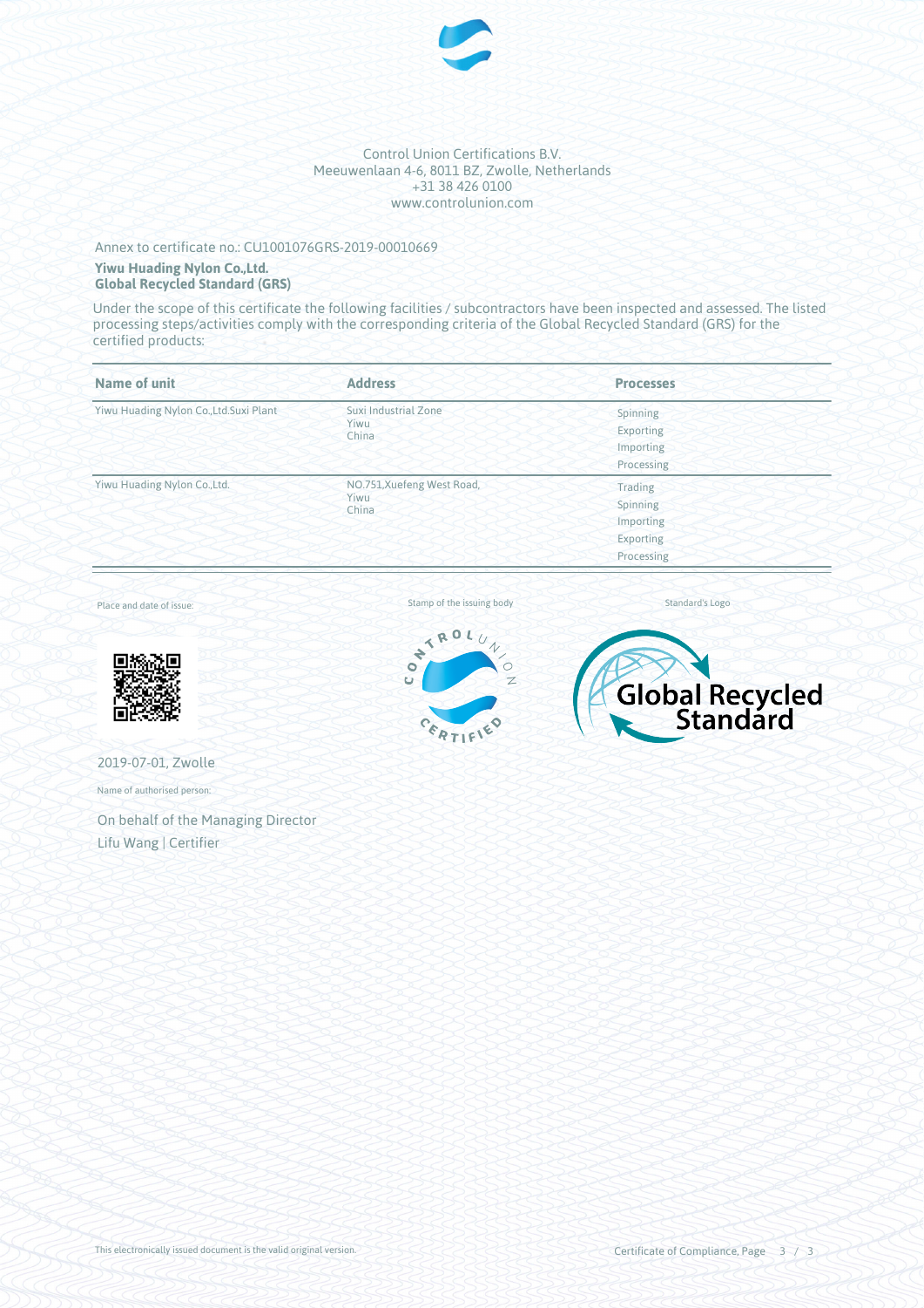Control Union Certifications B.V.
Meeuwenlaan 4-6, 8011 BZ, Zwolle, Netherlands
+31 38 426 0100
www.controlunion.com

Annex to certificate no.: CU1001076GRS-2019-00010669

**Yiwu Huading Nylon Co.,Ltd.**
**Global Recycled Standard (GRS)**

Under the scope of this certificate the following facilities / subcontractors have been inspected and assessed. The listed processing steps/activities comply with the corresponding criteria of the Global Recycled Standard (GRS) for the certified products:

| Name of unit | Address | Processes |
|---|---|---|
| Yiwu Huading Nylon Co.,Ltd.Suxi Plant | Suxi Industrial Zone<br>Yiwu<br>China | Spinning<br>Exporting<br>Importing<br>Processing |
| Yiwu Huading Nylon Co.,Ltd. | NO.751,Xuefeng West Road,<br>Yiwu<br>China | Trading<br>Spinning<br>Importing<br>Exporting<br>Processing |

Place and date of issue:

2019-07-01, Zwolle

Name of authorised person:

On behalf of the Managing Director
Lifu Wang | Certifier

Stamp of the issuing body

Standard's Logo

This electronically issued document is the valid original version.